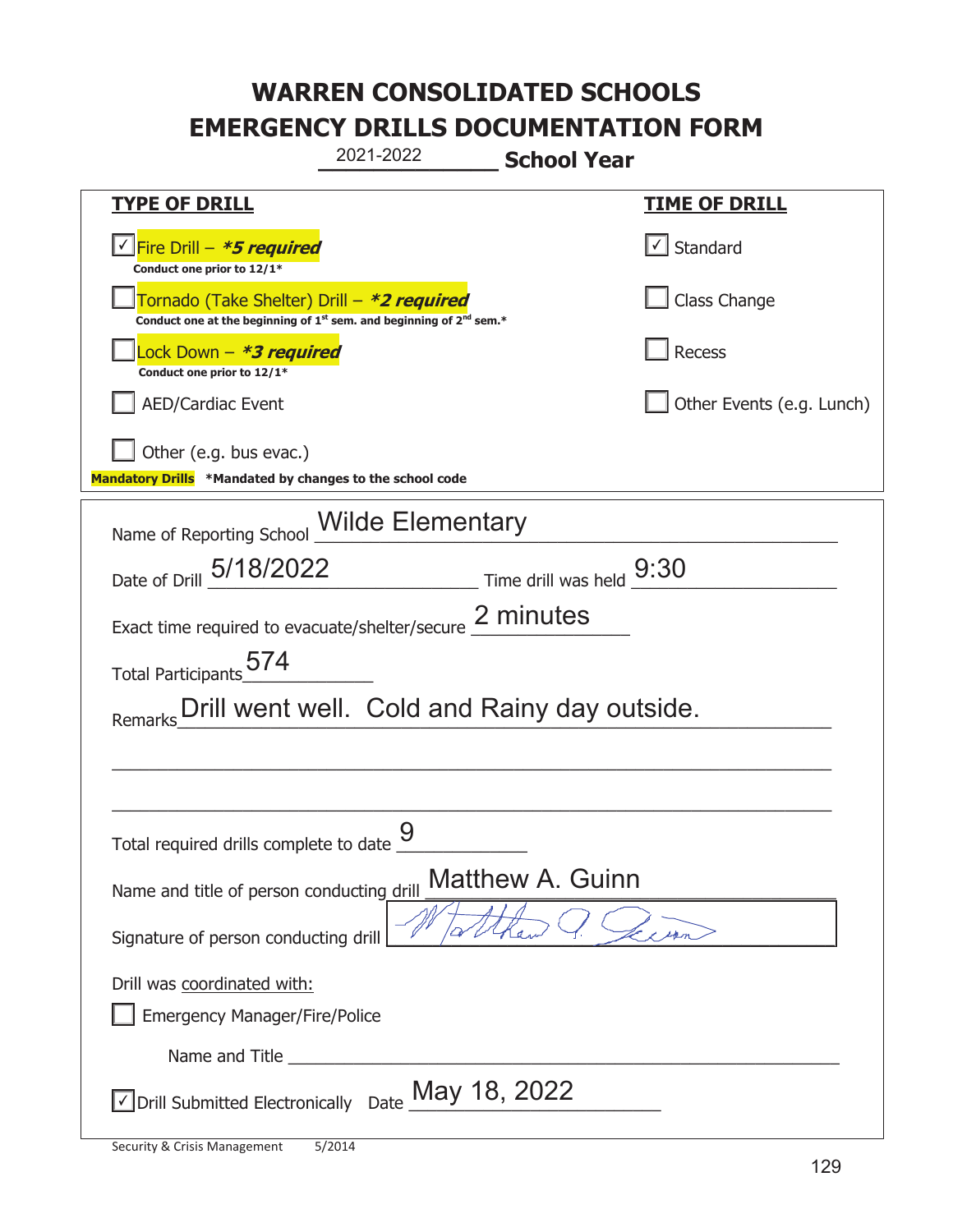# WARREN CONSOLIDATED SCHOOLS
# EMERGENCY DRILLS DOCUMENTATION FORM

2021-2022 **School Year**

| **TYPE OF DRILL** | **TIME OF DRILL** |
|---|---|
| ☑ Fire Drill – ***5 required*** <br> **Conduct one prior to 12/1*** | ☑ Standard |
| ☐ Tornado (Take Shelter) Drill – ***2 required*** <br> **Conduct one at the beginning of 1st sem. and beginning of 2nd sem.*** | ☐ Class Change |
| ☐ Lock Down – ***3 required*** <br> **Conduct one prior to 12/1*** | ☐ Recess |
| ☐ AED/Cardiac Event | ☐ Other Events (e.g. Lunch) |
| ☐ Other (e.g. bus evac.) | |

**Mandatory Drills** ***Mandated by changes to the school code**

Name of Reporting School: Wilde Elementary

Date of Drill: 5/18/2022 Time drill was held: 9:30

Exact time required to evacuate/shelter/secure: 2 minutes

Total Participants: 574

Remarks: Drill went well. Cold and Rainy day outside.

Total required drills complete to date: 9

Name and title of person conducting drill: Matthew A. Guinn

Signature of person conducting drill: [signature]

Drill was coordinated with:

☐ Emergency Manager/Fire/Police

Name and Title ______________________

☑ Drill Submitted Electronically Date: May 18, 2022

Security & Crisis Management 5/2014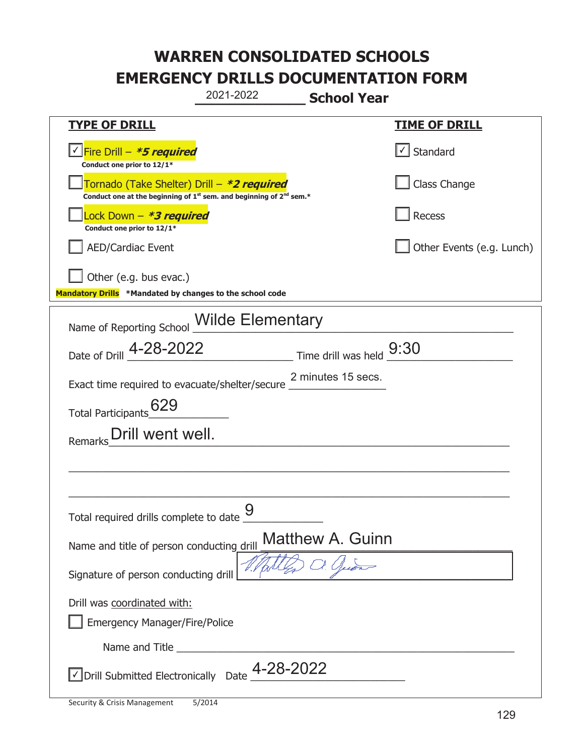# WARREN CONSOLIDATED SCHOOLS
# EMERGENCY DRILLS DOCUMENTATION FORM

2021-2022 **School Year**

| **TYPE OF DRILL** | **TIME OF DRILL** |
|---|---|
| ☑ Fire Drill – ***5 required*** <br> **Conduct one prior to 12/1*** | ☑ Standard |
| ☐ Tornado (Take Shelter) Drill – ***2 required*** <br> **Conduct one at the beginning of 1st sem. and beginning of 2nd sem.*** | ☐ Class Change |
| ☐ Lock Down – ***3 required*** <br> **Conduct one prior to 12/1*** | ☐ Recess |
| ☐ AED/Cardiac Event | ☐ Other Events (e.g. Lunch) |
| ☐ Other (e.g. bus evac.) | |

**Mandatory Drills** **\*Mandated by changes to the school code**

Name of Reporting School: Wilde Elementary

Date of Drill: 4-28-2022 Time drill was held: 9:30

Exact time required to evacuate/shelter/secure: 2 minutes 15 secs.

Total Participants: 629

Remarks: Drill went well.

Total required drills complete to date: 9

Name and title of person conducting drill: Matthew A. Guinn

Signature of person conducting drill: [signature]

Drill was coordinated with:

☐ Emergency Manager/Fire/Police

Name and Title ______

☑ Drill Submitted Electronically Date: 4-28-2022

Security & Crisis Management 5/2014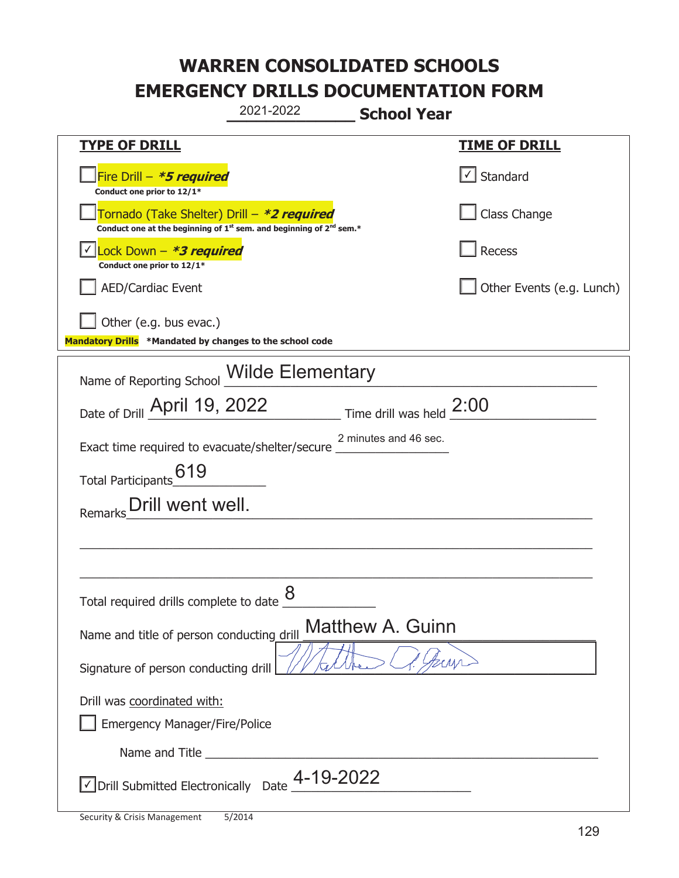# WARREN CONSOLIDATED SCHOOLS
# EMERGENCY DRILLS DOCUMENTATION FORM

2021-2022 **School Year**

| **TYPE OF DRILL** | **TIME OF DRILL** |
|---|---|
| ☐ Fire Drill – ***5 required*** <br> **Conduct one prior to 12/1*** | ☑ Standard |
| ☐ Tornado (Take Shelter) Drill – ***2 required*** <br> **Conduct one at the beginning of 1st sem. and beginning of 2nd sem.*** | ☐ Class Change |
| ☑ Lock Down – ***3 required*** <br> **Conduct one prior to 12/1*** | ☐ Recess |
| ☐ AED/Cardiac Event | ☐ Other Events (e.g. Lunch) |
| ☐ Other (e.g. bus evac.) | |

**Mandatory Drills** **\*Mandated by changes to the school code**

Name of Reporting School: Wilde Elementary

Date of Drill: April 19, 2022 Time drill was held: 2:00

Exact time required to evacuate/shelter/secure: 2 minutes and 46 sec.

Total Participants: 619

Remarks: Drill went well.

Total required drills complete to date: 8

Name and title of person conducting drill: Matthew A. Guinn

Signature of person conducting drill: [signature]

Drill was coordinated with:

☐ Emergency Manager/Fire/Police

Name and Title ______________________

☑ Drill Submitted Electronically Date: 4-19-2022

Security & Crisis Management 5/2014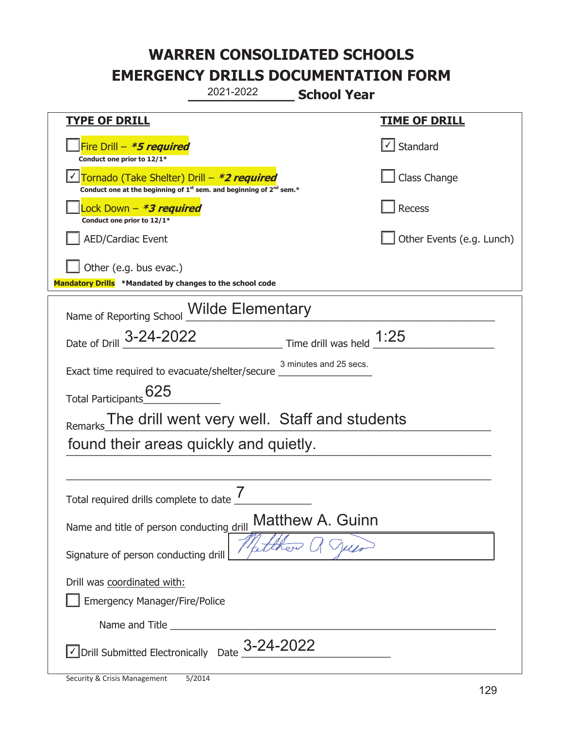# WARREN CONSOLIDATED SCHOOLS
# EMERGENCY DRILLS DOCUMENTATION FORM

2021-2022 **School Year**

| **TYPE OF DRILL** | **TIME OF DRILL** |
|---|---|
| ☐ Fire Drill – ***5 required*** <br> **Conduct one prior to 12/1*** | ☑ Standard |
| ☑ Tornado (Take Shelter) Drill – ***2 required*** <br> **Conduct one at the beginning of 1st sem. and beginning of 2nd sem.*** | ☐ Class Change |
| ☐ Lock Down – ***3 required*** <br> **Conduct one prior to 12/1*** | ☐ Recess |
| ☐ AED/Cardiac Event | ☐ Other Events (e.g. Lunch) |
| ☐ Other (e.g. bus evac.) | |

**Mandatory Drills** ***Mandated by changes to the school code**

Name of Reporting School: Wilde Elementary

Date of Drill: 3-24-2022 Time drill was held: 1:25

Exact time required to evacuate/shelter/secure: 3 minutes and 25 secs.

Total Participants: 625

Remarks: The drill went very well. Staff and students found their areas quickly and quietly.

Total required drills complete to date: 7

Name and title of person conducting drill: Matthew A. Guinn

Signature of person conducting drill: Matthew A. Guinn

Drill was coordinated with:

☐ Emergency Manager/Fire/Police

Name and Title ______________________

☑ Drill Submitted Electronically Date: 3-24-2022

Security & Crisis Management 5/2014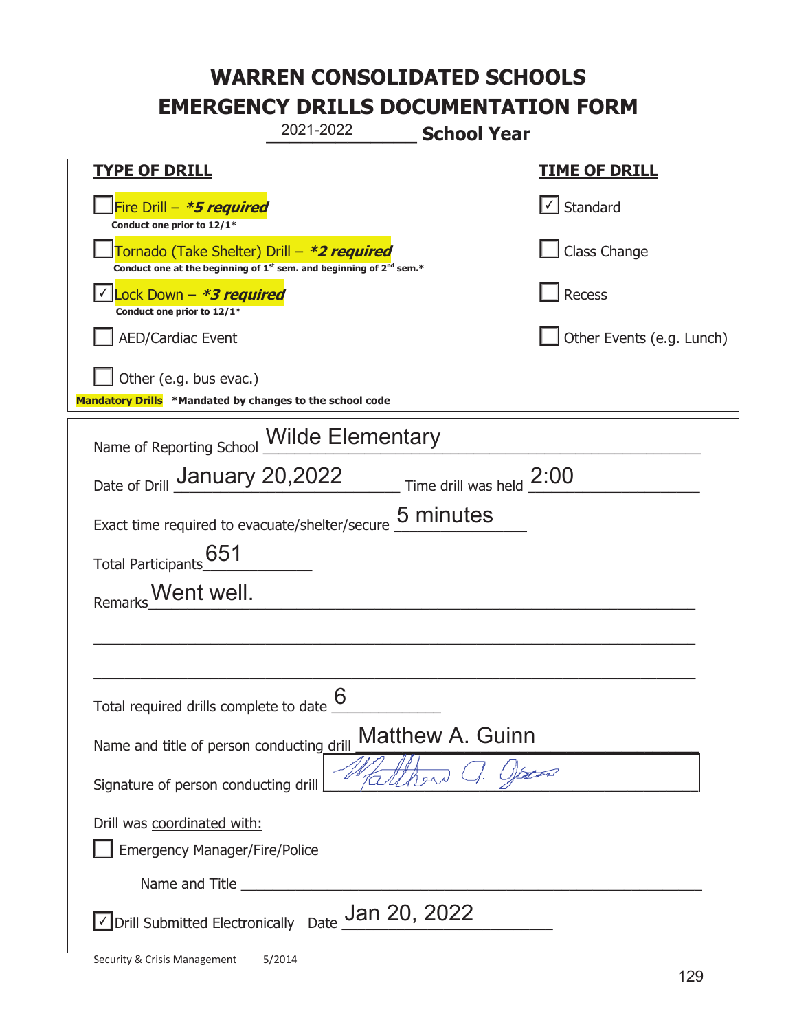# WARREN CONSOLIDATED SCHOOLS
# EMERGENCY DRILLS DOCUMENTATION FORM

2021-2022 **School Year**

| **TYPE OF DRILL** | **TIME OF DRILL** |
|---|---|
| ☐ Fire Drill – ***5 required*** <br> **Conduct one prior to 12/1*** | ☑ Standard |
| ☐ Tornado (Take Shelter) Drill – ***2 required*** <br> **Conduct one at the beginning of 1st sem. and beginning of 2nd sem.*** | ☐ Class Change |
| ☑ Lock Down – ***3 required*** <br> **Conduct one prior to 12/1*** | ☐ Recess |
| ☐ AED/Cardiac Event | ☐ Other Events (e.g. Lunch) |
| ☐ Other (e.g. bus evac.) | |

**Mandatory Drills** **\*Mandated by changes to the school code**

Name of Reporting School: Wilde Elementary

Date of Drill: January 20,2022 Time drill was held: 2:00

Exact time required to evacuate/shelter/secure: 5 minutes

Total Participants: 651

Remarks: Went well.

Total required drills complete to date: 6

Name and title of person conducting drill: Matthew A. Guinn

Signature of person conducting drill: *Matthew A. Guinn*

Drill was coordinated with:

☐ Emergency Manager/Fire/Police

Name and Title: ______________________

☑ Drill Submitted Electronically Date: Jan 20, 2022

Security & Crisis Management 5/2014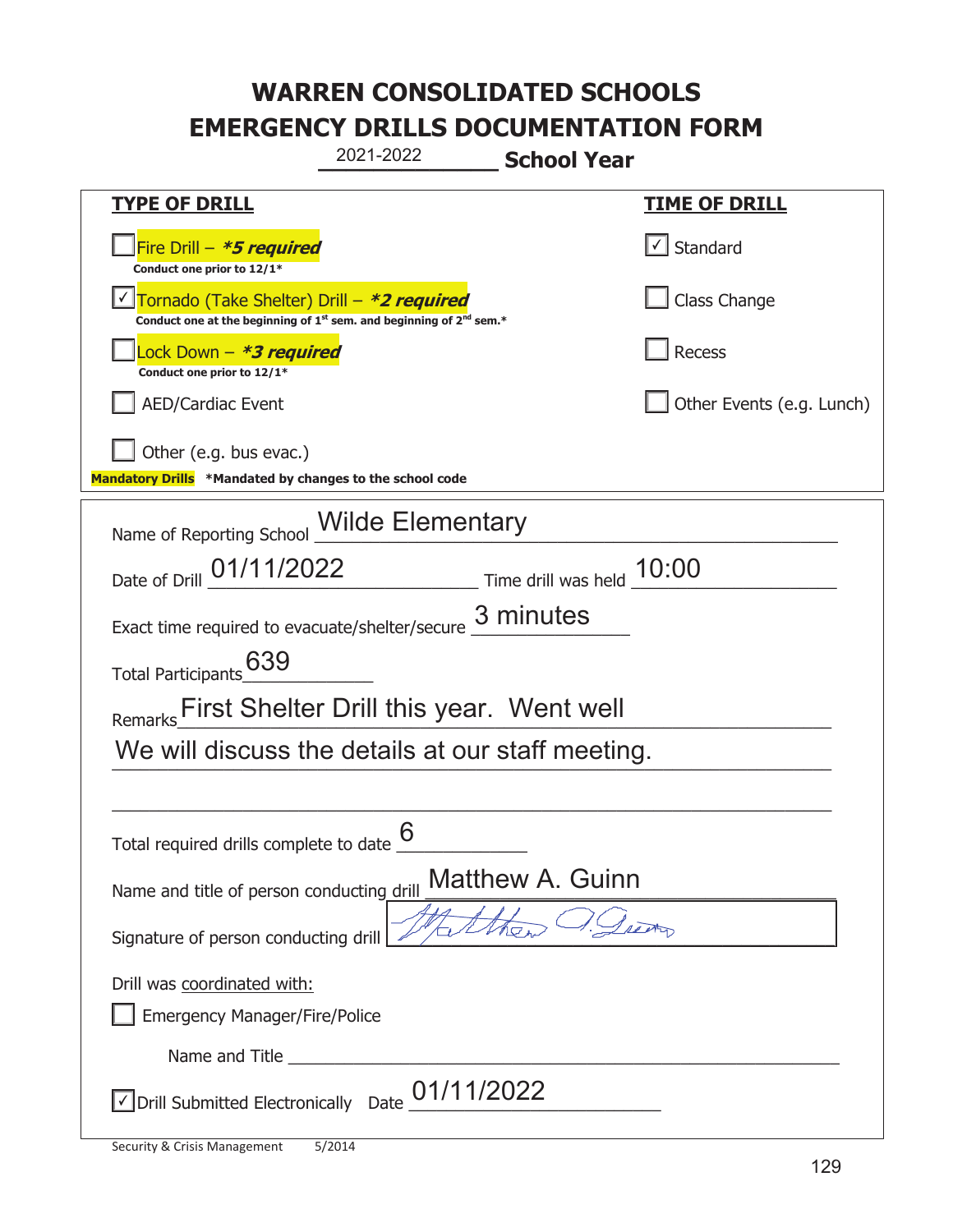# WARREN CONSOLIDATED SCHOOLS
# EMERGENCY DRILLS DOCUMENTATION FORM

2021-2022 **School Year**

| **TYPE OF DRILL** | **TIME OF DRILL** |
|---|---|
| ☐ Fire Drill – ***5 required*** <br> **Conduct one prior to 12/1*** | ☑ Standard |
| ☑ Tornado (Take Shelter) Drill – ***2 required*** <br> **Conduct one at the beginning of 1st sem. and beginning of 2nd sem.*** | ☐ Class Change |
| ☐ Lock Down – ***3 required*** <br> **Conduct one prior to 12/1*** | ☐ Recess |
| ☐ AED/Cardiac Event | ☐ Other Events (e.g. Lunch) |
| ☐ Other (e.g. bus evac.) | |

**Mandatory Drills** **\*Mandated by changes to the school code**

Name of Reporting School: Wilde Elementary

Date of Drill: 01/11/2022 Time drill was held: 10:00

Exact time required to evacuate/shelter/secure: 3 minutes

Total Participants: 639

Remarks: First Shelter Drill this year. Went well We will discuss the details at our staff meeting.

Total required drills complete to date: 6

Name and title of person conducting drill: Matthew A. Guinn

Signature of person conducting drill: [signature]

Drill was coordinated with:

☐ Emergency Manager/Fire/Police

Name and Title: ____________________

☑ Drill Submitted Electronically Date: 01/11/2022

Security & Crisis Management 5/2014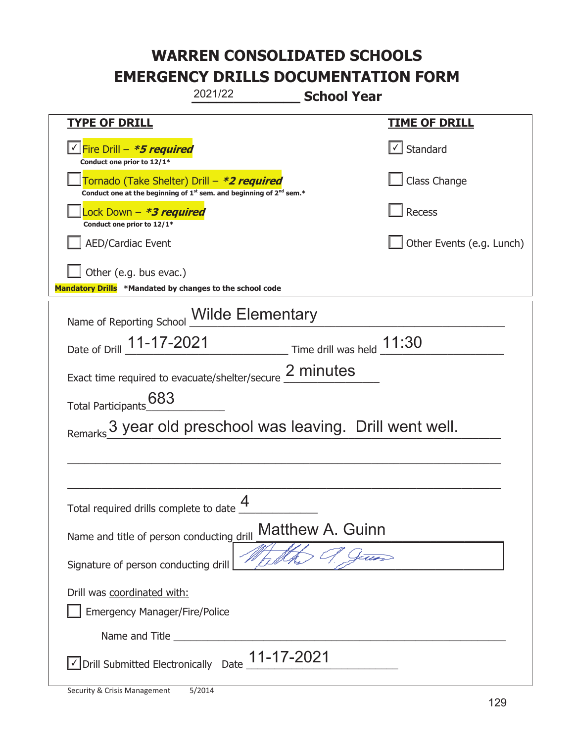# WARREN CONSOLIDATED SCHOOLS
# EMERGENCY DRILLS DOCUMENTATION FORM

2021/22 **School Year**

| **TYPE OF DRILL** | **TIME OF DRILL** |
|---|---|
| ☑ Fire Drill – ***5 required*** <br> **Conduct one prior to 12/1*** | ☑ Standard |
| ☐ Tornado (Take Shelter) Drill – ***2 required*** <br> **Conduct one at the beginning of 1st sem. and beginning of 2nd sem.*** | ☐ Class Change |
| ☐ Lock Down – ***3 required*** <br> **Conduct one prior to 12/1*** | ☐ Recess |
| ☐ AED/Cardiac Event | ☐ Other Events (e.g. Lunch) |
| ☐ Other (e.g. bus evac.) | |

**Mandatory Drills** **\*Mandated by changes to the school code**

Name of Reporting School: Wilde Elementary

Date of Drill: 11-17-2021 Time drill was held: 11:30

Exact time required to evacuate/shelter/secure: 2 minutes

Total Participants: 683

Remarks: 3 year old preschool was leaving. Drill went well.

Total required drills complete to date: 4

Name and title of person conducting drill: Matthew A. Guinn

Signature of person conducting drill: [signature]

Drill was coordinated with:

☐ Emergency Manager/Fire/Police

Name and Title ______________________

☑ Drill Submitted Electronically Date: 11-17-2021

Security & Crisis Management 5/2014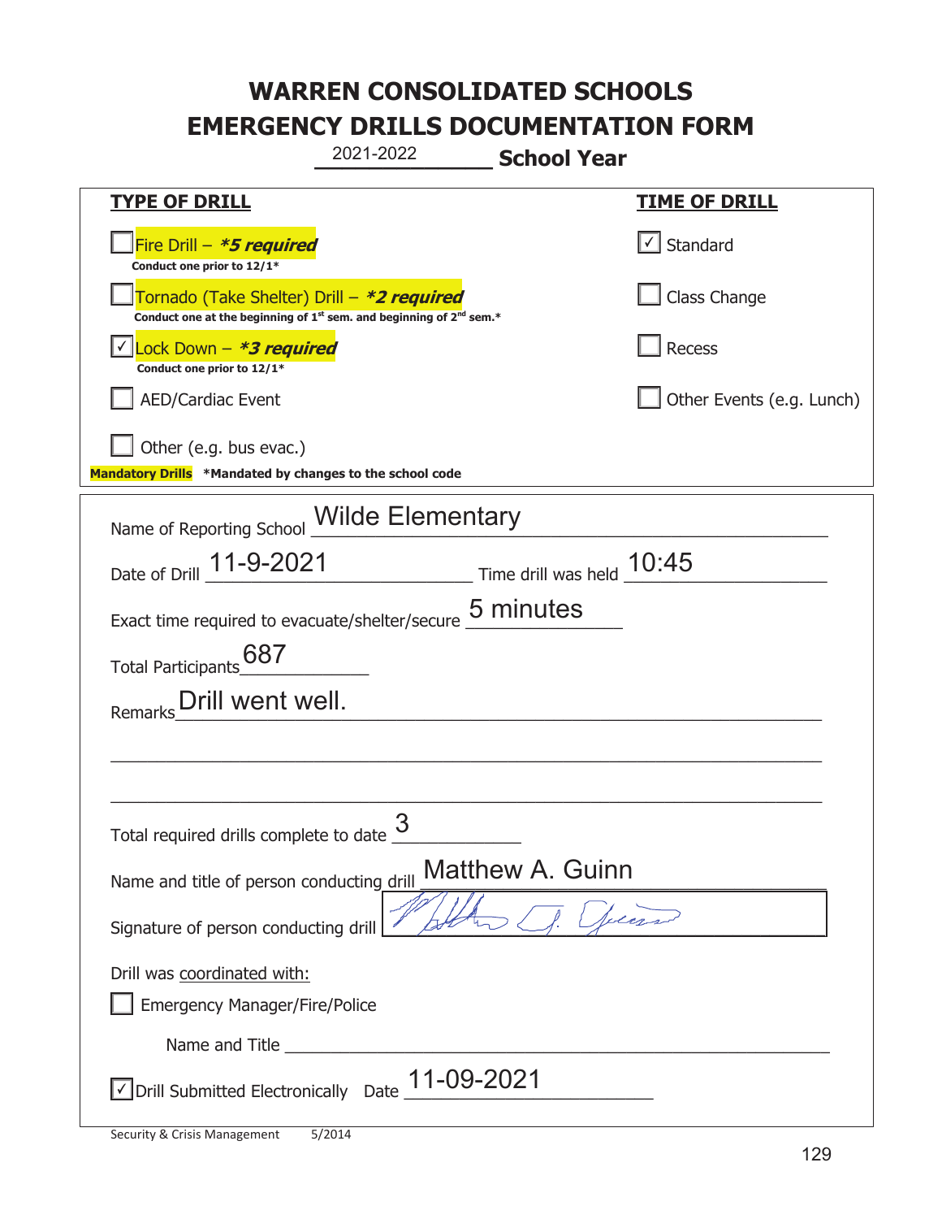# WARREN CONSOLIDATED SCHOOLS
# EMERGENCY DRILLS DOCUMENTATION FORM

2021-2022 **School Year**

| TYPE OF DRILL | TIME OF DRILL |
|---|---|
| ☐ Fire Drill – ***5 required*** <br> **Conduct one prior to 12/1*** | ☑ Standard |
| ☐ Tornado (Take Shelter) Drill – ***2 required*** <br> **Conduct one at the beginning of 1st sem. and beginning of 2nd sem.*** | ☐ Class Change |
| ☑ Lock Down – ***3 required*** <br> **Conduct one prior to 12/1*** | ☐ Recess |
| ☐ AED/Cardiac Event | ☐ Other Events (e.g. Lunch) |
| ☐ Other (e.g. bus evac.) | |

**Mandatory Drills** **\*Mandated by changes to the school code**

Name of Reporting School: Wilde Elementary

Date of Drill: 11-9-2021 Time drill was held: 10:45

Exact time required to evacuate/shelter/secure: 5 minutes

Total Participants: 687

Remarks: Drill went well.

Total required drills complete to date: 3

Name and title of person conducting drill: Matthew A. Guinn

Signature of person conducting drill: [signature]

Drill was coordinated with:

☐ Emergency Manager/Fire/Police

Name and Title ______________________

☑ Drill Submitted Electronically Date: 11-09-2021

Security & Crisis Management 5/2014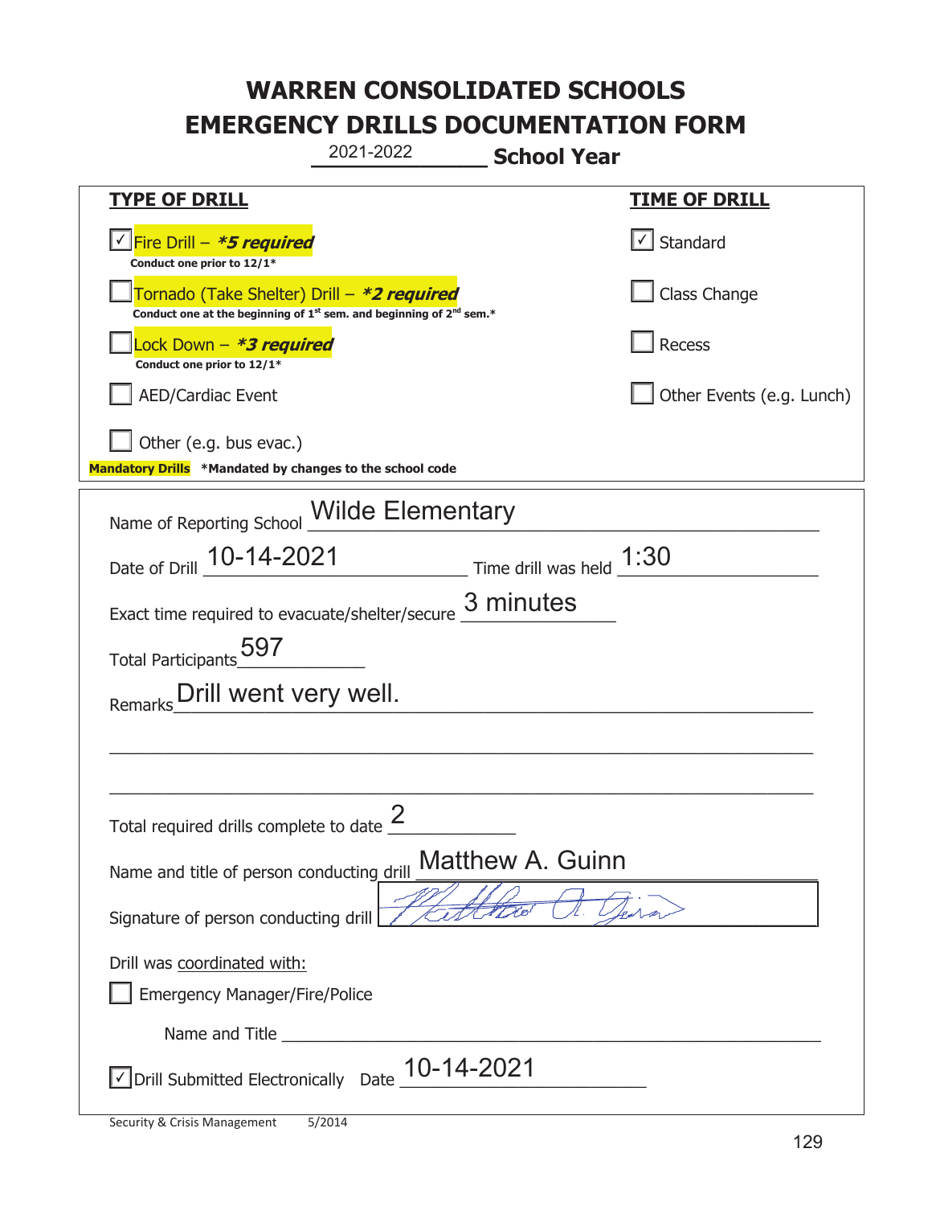# WARREN CONSOLIDATED SCHOOLS
# EMERGENCY DRILLS DOCUMENTATION FORM

2021-2022 **School Year**

| **TYPE OF DRILL** | **TIME OF DRILL** |
|---|---|
| ☑ Fire Drill – ***5 required*** <br> **Conduct one prior to 12/1*** | ☑ Standard |
| ☐ Tornado (Take Shelter) Drill – ***2 required*** <br> **Conduct one at the beginning of 1st sem. and beginning of 2nd sem.*** | ☐ Class Change |
| ☐ Lock Down – ***3 required*** <br> **Conduct one prior to 12/1*** | ☐ Recess |
| ☐ AED/Cardiac Event | ☐ Other Events (e.g. Lunch) |
| ☐ Other (e.g. bus evac.) | |

**Mandatory Drills** **\*Mandated by changes to the school code**

Name of Reporting School: Wilde Elementary

Date of Drill: 10-14-2021 Time drill was held: 1:30

Exact time required to evacuate/shelter/secure: 3 minutes

Total Participants: 597

Remarks: Drill went very well.

Total required drills complete to date: 2

Name and title of person conducting drill: Matthew A. Guinn

Signature of person conducting drill: [signature]

Drill was coordinated with:

☐ Emergency Manager/Fire/Police

Name and Title: ______

☑ Drill Submitted Electronically Date: 10-14-2021

Security & Crisis Management 5/2014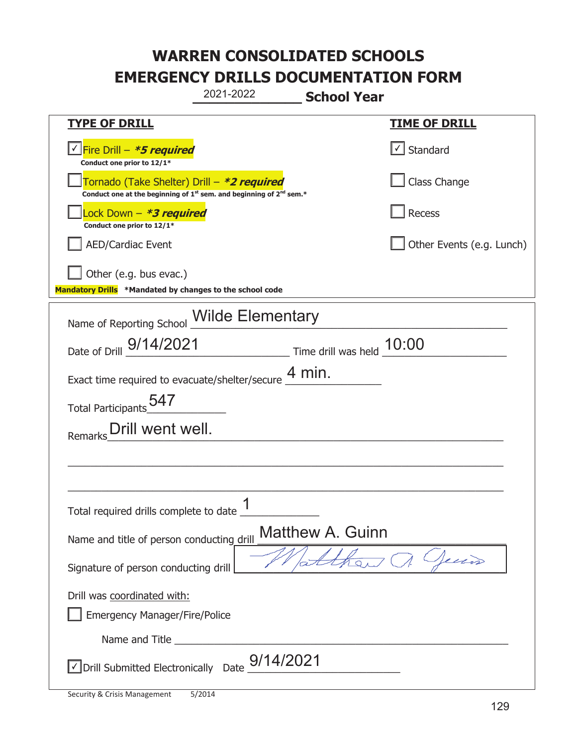# WARREN CONSOLIDATED SCHOOLS
# EMERGENCY DRILLS DOCUMENTATION FORM

2021-2022 **School Year**

| **TYPE OF DRILL** | **TIME OF DRILL** |
|---|---|
| ☑ Fire Drill – ***5 required*** <br> **Conduct one prior to 12/1*** | ☑ Standard |
| ☐ Tornado (Take Shelter) Drill – ***2 required*** <br> **Conduct one at the beginning of 1st sem. and beginning of 2nd sem.*** | ☐ Class Change |
| ☐ Lock Down – ***3 required*** <br> **Conduct one prior to 12/1*** | ☐ Recess |
| ☐ AED/Cardiac Event | ☐ Other Events (e.g. Lunch) |
| ☐ Other (e.g. bus evac.) | |

**Mandatory Drills** **\*Mandated by changes to the school code**

Name of Reporting School: Wilde Elementary

Date of Drill: 9/14/2021 Time drill was held: 10:00

Exact time required to evacuate/shelter/secure: 4 min.

Total Participants: 547

Remarks: Drill went well.

Total required drills complete to date: 1

Name and title of person conducting drill: Matthew A. Guinn

Signature of person conducting drill: Matthew A. Guinn

Drill was coordinated with:

☐ Emergency Manager/Fire/Police

Name and Title: \_\_\_\_\_\_\_\_\_\_\_\_\_\_\_\_\_\_\_\_

☑ Drill Submitted Electronically Date: 9/14/2021

Security & Crisis Management 5/2014